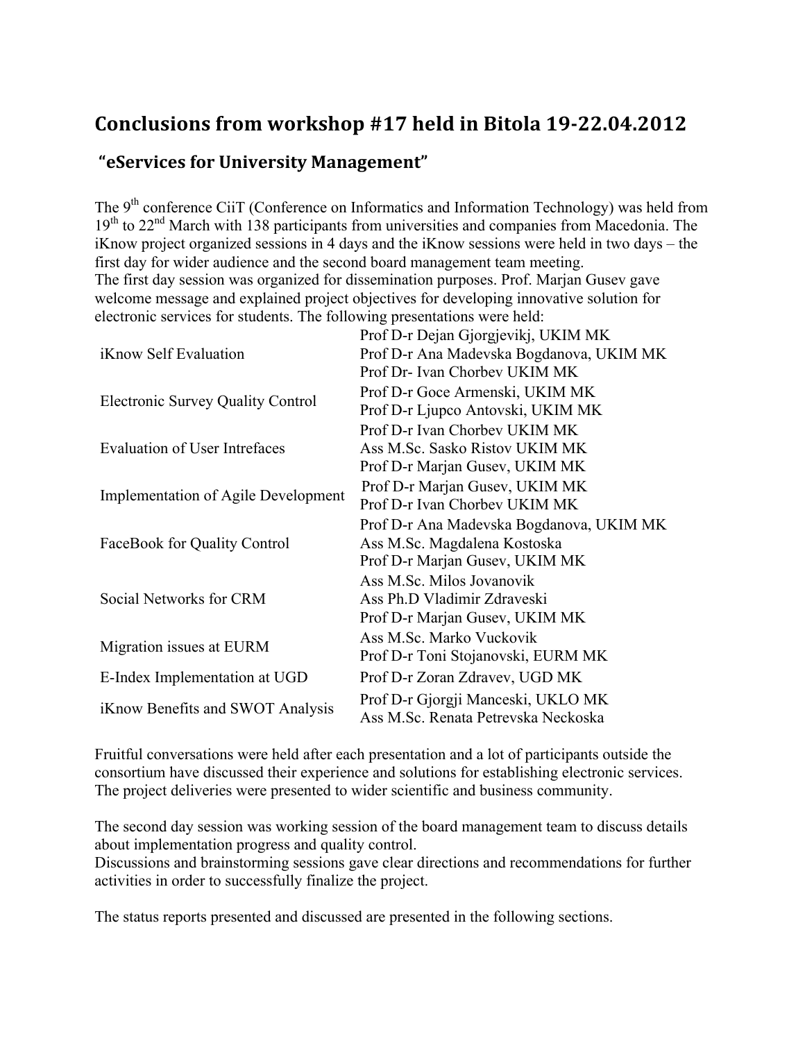# Conclusions from workshop #17 held in Bitola 19-22.04.2012

## "eServices for University Management"

The 9th conference CiiT (Conference on Informatics and Information Technology) was held from 19th to 22nd March with 138 participants from universities and companies from Macedonia. The iKnow project organized sessions in 4 days and the iKnow sessions were held in two days – the first day for wider audience and the second board management team meeting.
The first day session was organized for dissemination purposes. Prof. Marjan Gusev gave welcome message and explained project objectives for developing innovative solution for electronic services for students. The following presentations were held:

| | |
|---|---|
| iKnow Self Evaluation | Prof D-r Dejan Gjorgjevikj, UKIM MK<br>Prof D-r Ana Madevska Bogdanova, UKIM MK<br>Prof Dr- Ivan Chorbev UKIM MK |
| Electronic Survey Quality Control | Prof D-r Goce Armenski, UKIM MK<br>Prof D-r Ljupco Antovski, UKIM MK |
| Evaluation of User Intrefaces | Prof D-r Ivan Chorbev UKIM MK<br>Ass M.Sc. Sasko Ristov UKIM MK<br>Prof D-r Marjan Gusev, UKIM MK |
| Implementation of Agile Development | Prof D-r Marjan Gusev, UKIM MK<br>Prof D-r Ivan Chorbev UKIM MK |
| FaceBook for Quality Control | Prof D-r Ana Madevska Bogdanova, UKIM MK<br>Ass M.Sc. Magdalena Kostoska<br>Prof D-r Marjan Gusev, UKIM MK |
| Social Networks for CRM | Ass M.Sc. Milos Jovanovik<br>Ass Ph.D Vladimir Zdraveski<br>Prof D-r Marjan Gusev, UKIM MK |
| Migration issues at EURM | Ass M.Sc. Marko Vuckovik<br>Prof D-r Toni Stojanovski, EURM MK |
| E-Index Implementation at UGD | Prof D-r Zoran Zdravev, UGD MK |
| iKnow Benefits and SWOT Analysis | Prof D-r Gjorgji Manceski, UKLO MK<br>Ass M.Sc. Renata Petrevska Neckoska |

Fruitful conversations were held after each presentation and a lot of participants outside the consortium have discussed their experience and solutions for establishing electronic services. The project deliveries were presented to wider scientific and business community.

The second day session was working session of the board management team to discuss details about implementation progress and quality control.
Discussions and brainstorming sessions gave clear directions and recommendations for further activities in order to successfully finalize the project.

The status reports presented and discussed are presented in the following sections.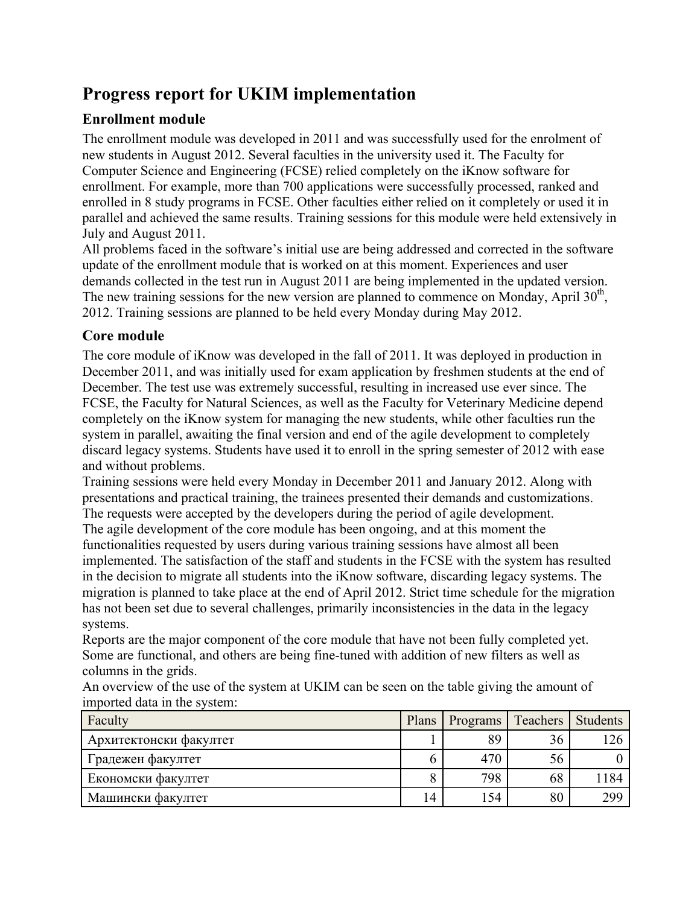# Progress report for UKIM implementation

## Enrollment module

The enrollment module was developed in 2011 and was successfully used for the enrolment of new students in August 2012. Several faculties in the university used it. The Faculty for Computer Science and Engineering (FCSE) relied completely on the iKnow software for enrollment. For example, more than 700 applications were successfully processed, ranked and enrolled in 8 study programs in FCSE. Other faculties either relied on it completely or used it in parallel and achieved the same results. Training sessions for this module were held extensively in July and August 2011.

All problems faced in the software's initial use are being addressed and corrected in the software update of the enrollment module that is worked on at this moment. Experiences and user demands collected in the test run in August 2011 are being implemented in the updated version. The new training sessions for the new version are planned to commence on Monday, April 30th, 2012. Training sessions are planned to be held every Monday during May 2012.

## Core module

The core module of iKnow was developed in the fall of 2011. It was deployed in production in December 2011, and was initially used for exam application by freshmen students at the end of December. The test use was extremely successful, resulting in increased use ever since. The FCSE, the Faculty for Natural Sciences, as well as the Faculty for Veterinary Medicine depend completely on the iKnow system for managing the new students, while other faculties run the system in parallel, awaiting the final version and end of the agile development to completely discard legacy systems. Students have used it to enroll in the spring semester of 2012 with ease and without problems.

Training sessions were held every Monday in December 2011 and January 2012. Along with presentations and practical training, the trainees presented their demands and customizations. The requests were accepted by the developers during the period of agile development.

The agile development of the core module has been ongoing, and at this moment the functionalities requested by users during various training sessions have almost all been implemented. The satisfaction of the staff and students in the FCSE with the system has resulted in the decision to migrate all students into the iKnow software, discarding legacy systems. The migration is planned to take place at the end of April 2012. Strict time schedule for the migration has not been set due to several challenges, primarily inconsistencies in the data in the legacy systems.

Reports are the major component of the core module that have not been fully completed yet. Some are functional, and others are being fine-tuned with addition of new filters as well as columns in the grids.

An overview of the use of the system at UKIM can be seen on the table giving the amount of imported data in the system:

| Faculty | Plans | Programs | Teachers | Students |
|---|---|---|---|---|
| Архитектонски факултет | 1 | 89 | 36 | 126 |
| Градежен факултет | 6 | 470 | 56 | 0 |
| Економски факултет | 8 | 798 | 68 | 1184 |
| Машински факултет | 14 | 154 | 80 | 299 |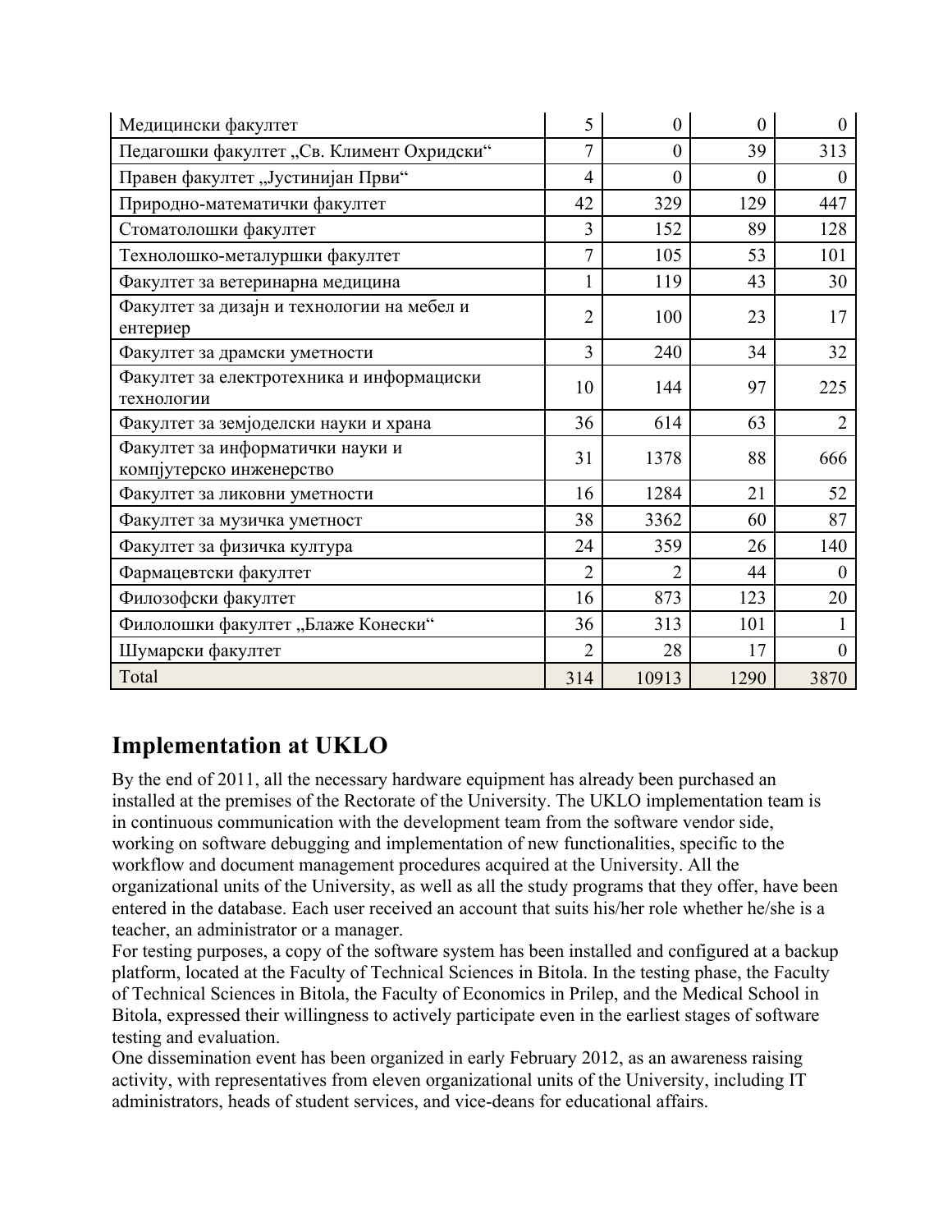| | | | | |
|---|---|---|---|---|
| Медицински факултет | 5 | 0 | 0 | 0 |
| Педагошки факултет „Св. Климент Охридски“ | 7 | 0 | 39 | 313 |
| Правен факултет „Јустинијан Први“ | 4 | 0 | 0 | 0 |
| Природно-математички факултет | 42 | 329 | 129 | 447 |
| Стоматолошки факултет | 3 | 152 | 89 | 128 |
| Технолошко-металуршки факултет | 7 | 105 | 53 | 101 |
| Факултет за ветеринарна медицина | 1 | 119 | 43 | 30 |
| Факултет за дизајн и технологии на мебел и ентериер | 2 | 100 | 23 | 17 |
| Факултет за драмски уметности | 3 | 240 | 34 | 32 |
| Факултет за електротехника и информациски технологии | 10 | 144 | 97 | 225 |
| Факултет за земјоделски науки и храна | 36 | 614 | 63 | 2 |
| Факултет за информатички науки и компјутерско инженерство | 31 | 1378 | 88 | 666 |
| Факултет за ликовни уметности | 16 | 1284 | 21 | 52 |
| Факултет за музичка уметност | 38 | 3362 | 60 | 87 |
| Факултет за физичка култура | 24 | 359 | 26 | 140 |
| Фармацевтски факултет | 2 | 2 | 44 | 0 |
| Филозофски факултет | 16 | 873 | 123 | 20 |
| Филолошки факултет „Блаже Конески“ | 36 | 313 | 101 | 1 |
| Шумарски факултет | 2 | 28 | 17 | 0 |
| Total | 314 | 10913 | 1290 | 3870 |

## Implementation at UKLO

By the end of 2011, all the necessary hardware equipment has already been purchased an installed at the premises of the Rectorate of the University. The UKLO implementation team is in continuous communication with the development team from the software vendor side, working on software debugging and implementation of new functionalities, specific to the workflow and document management procedures acquired at the University. All the organizational units of the University, as well as all the study programs that they offer, have been entered in the database. Each user received an account that suits his/her role whether he/she is a teacher, an administrator or a manager.

For testing purposes, a copy of the software system has been installed and configured at a backup platform, located at the Faculty of Technical Sciences in Bitola. In the testing phase, the Faculty of Technical Sciences in Bitola, the Faculty of Economics in Prilep, and the Medical School in Bitola, expressed their willingness to actively participate even in the earliest stages of software testing and evaluation.

One dissemination event has been organized in early February 2012, as an awareness raising activity, with representatives from eleven organizational units of the University, including IT administrators, heads of student services, and vice-deans for educational affairs.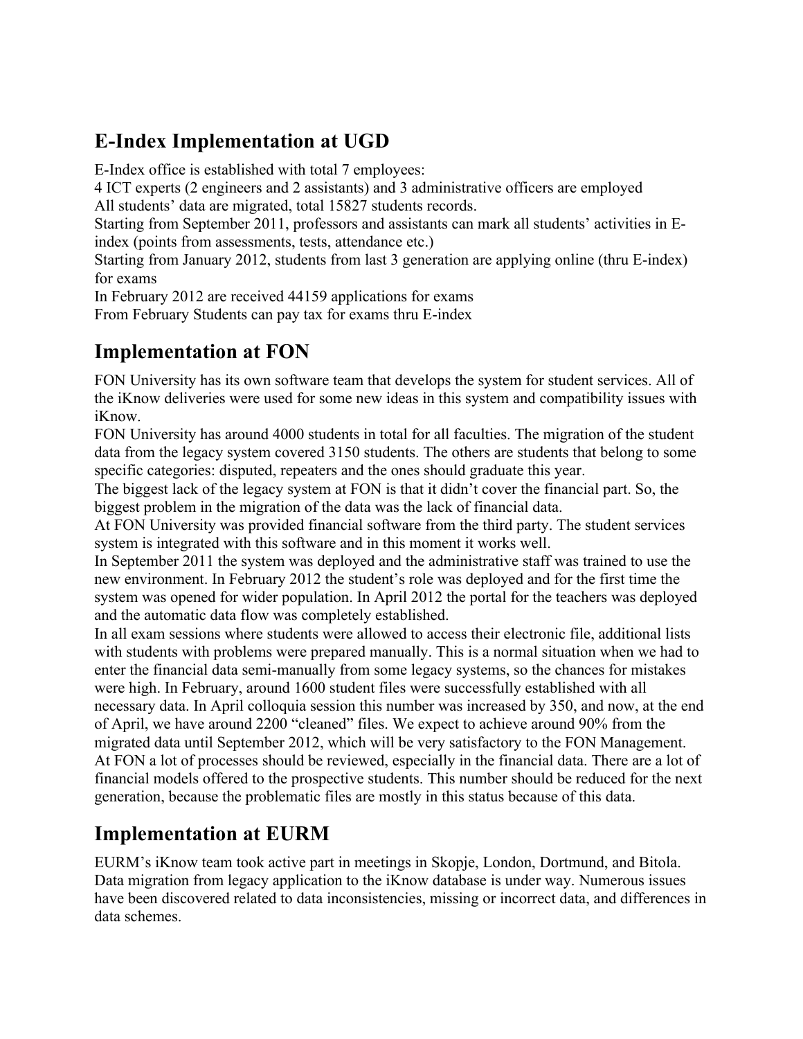## E-Index Implementation at UGD

E-Index office is established with total 7 employees:
4 ICT experts (2 engineers and 2 assistants) and 3 administrative officers are employed
All students' data are migrated, total 15827 students records.
Starting from September 2011, professors and assistants can mark all students' activities in E-index (points from assessments, tests, attendance etc.)
Starting from January 2012, students from last 3 generation are applying online (thru E-index) for exams
In February 2012 are received 44159 applications for exams
From February Students can pay tax for exams thru E-index

## Implementation at FON

FON University has its own software team that develops the system for student services. All of the iKnow deliveries were used for some new ideas in this system and compatibility issues with iKnow.

FON University has around 4000 students in total for all faculties. The migration of the student data from the legacy system covered 3150 students. The others are students that belong to some specific categories: disputed, repeaters and the ones should graduate this year.

The biggest lack of the legacy system at FON is that it didn't cover the financial part. So, the biggest problem in the migration of the data was the lack of financial data.

At FON University was provided financial software from the third party. The student services system is integrated with this software and in this moment it works well.

In September 2011 the system was deployed and the administrative staff was trained to use the new environment. In February 2012 the student's role was deployed and for the first time the system was opened for wider population. In April 2012 the portal for the teachers was deployed and the automatic data flow was completely established.

In all exam sessions where students were allowed to access their electronic file, additional lists with students with problems were prepared manually. This is a normal situation when we had to enter the financial data semi-manually from some legacy systems, so the chances for mistakes were high. In February, around 1600 student files were successfully established with all necessary data. In April colloquia session this number was increased by 350, and now, at the end of April, we have around 2200 "cleaned" files. We expect to achieve around 90% from the migrated data until September 2012, which will be very satisfactory to the FON Management.

At FON a lot of processes should be reviewed, especially in the financial data. There are a lot of financial models offered to the prospective students. This number should be reduced for the next generation, because the problematic files are mostly in this status because of this data.

## Implementation at EURM

EURM's iKnow team took active part in meetings in Skopje, London, Dortmund, and Bitola. Data migration from legacy application to the iKnow database is under way. Numerous issues have been discovered related to data inconsistencies, missing or incorrect data, and differences in data schemes.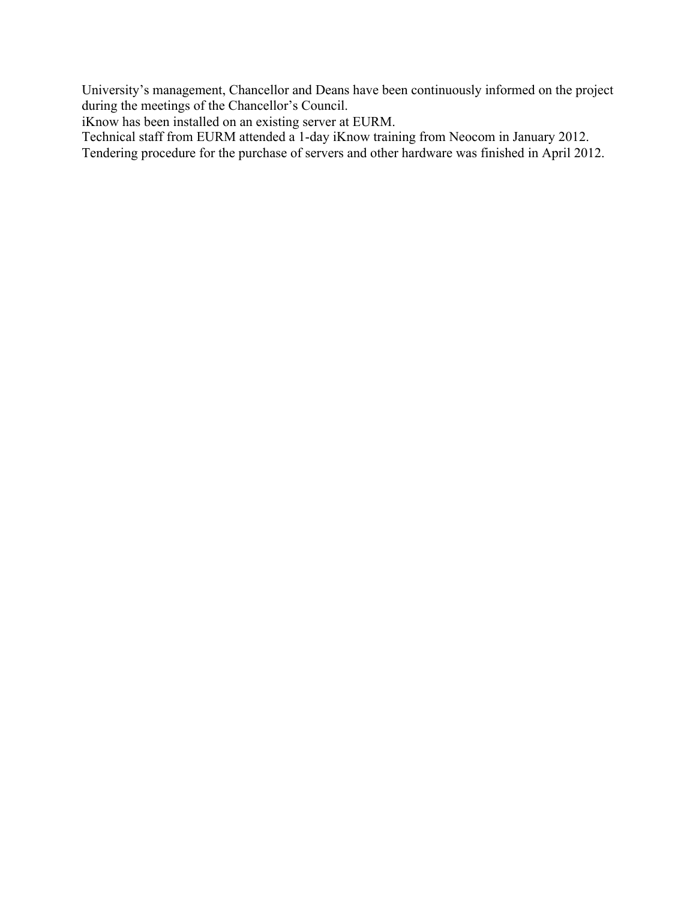University's management, Chancellor and Deans have been continuously informed on the project during the meetings of the Chancellor's Council.

iKnow has been installed on an existing server at EURM.

Technical staff from EURM attended a 1-day iKnow training from Neocom in January 2012.

Tendering procedure for the purchase of servers and other hardware was finished in April 2012.